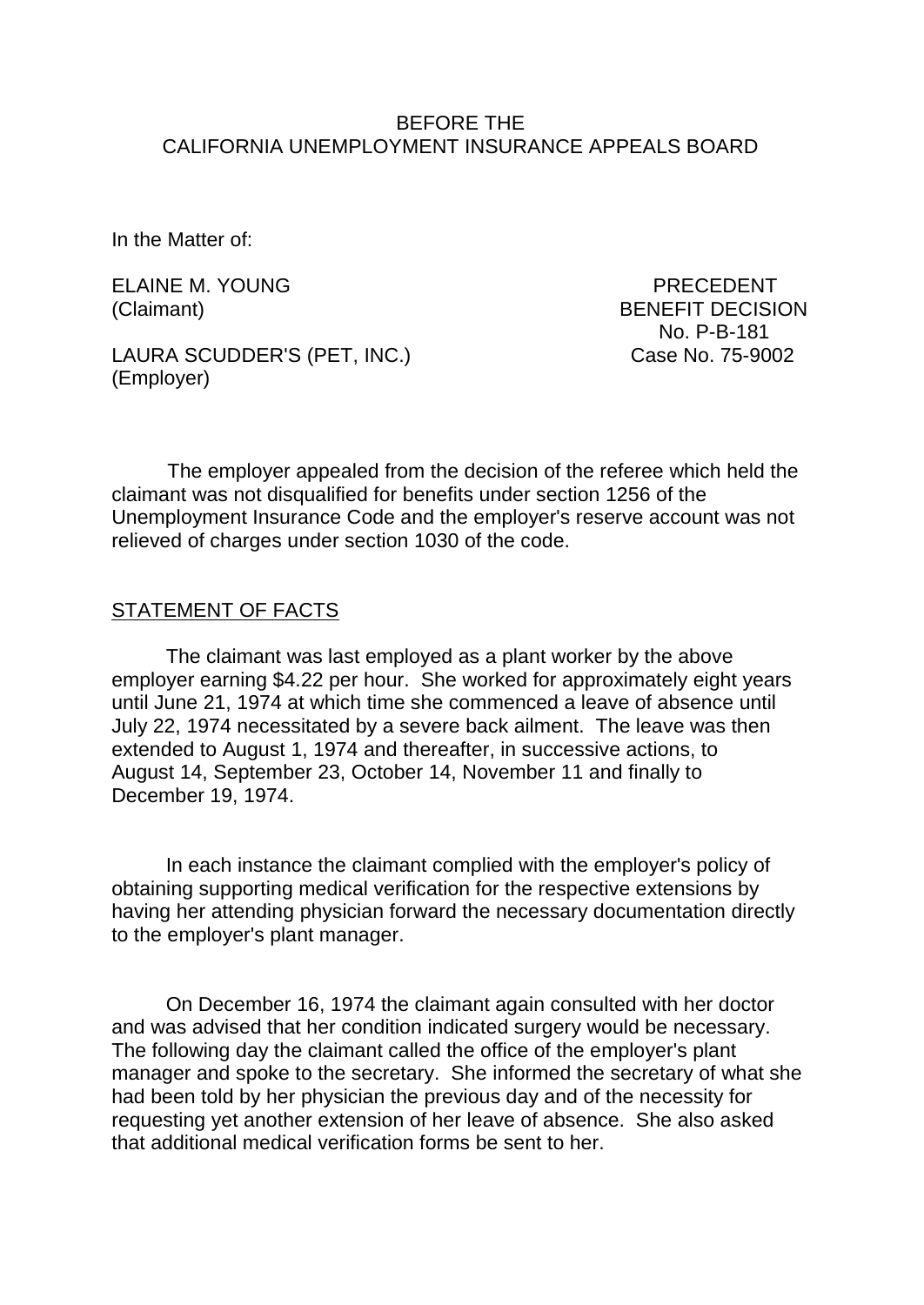BEFORE THE
CALIFORNIA UNEMPLOYMENT INSURANCE APPEALS BOARD

In the Matter of:

ELAINE M. YOUNG
(Claimant)

LAURA SCUDDER'S (PET, INC.)
(Employer)

PRECEDENT
BENEFIT DECISION
No. P-B-181
Case No. 75-9002

The employer appealed from the decision of the referee which held the claimant was not disqualified for benefits under section 1256 of the Unemployment Insurance Code and the employer's reserve account was not relieved of charges under section 1030 of the code.

## STATEMENT OF FACTS

The claimant was last employed as a plant worker by the above employer earning $4.22 per hour. She worked for approximately eight years until June 21, 1974 at which time she commenced a leave of absence until July 22, 1974 necessitated by a severe back ailment. The leave was then extended to August 1, 1974 and thereafter, in successive actions, to August 14, September 23, October 14, November 11 and finally to December 19, 1974.

In each instance the claimant complied with the employer's policy of obtaining supporting medical verification for the respective extensions by having her attending physician forward the necessary documentation directly to the employer's plant manager.

On December 16, 1974 the claimant again consulted with her doctor and was advised that her condition indicated surgery would be necessary. The following day the claimant called the office of the employer's plant manager and spoke to the secretary. She informed the secretary of what she had been told by her physician the previous day and of the necessity for requesting yet another extension of her leave of absence. She also asked that additional medical verification forms be sent to her.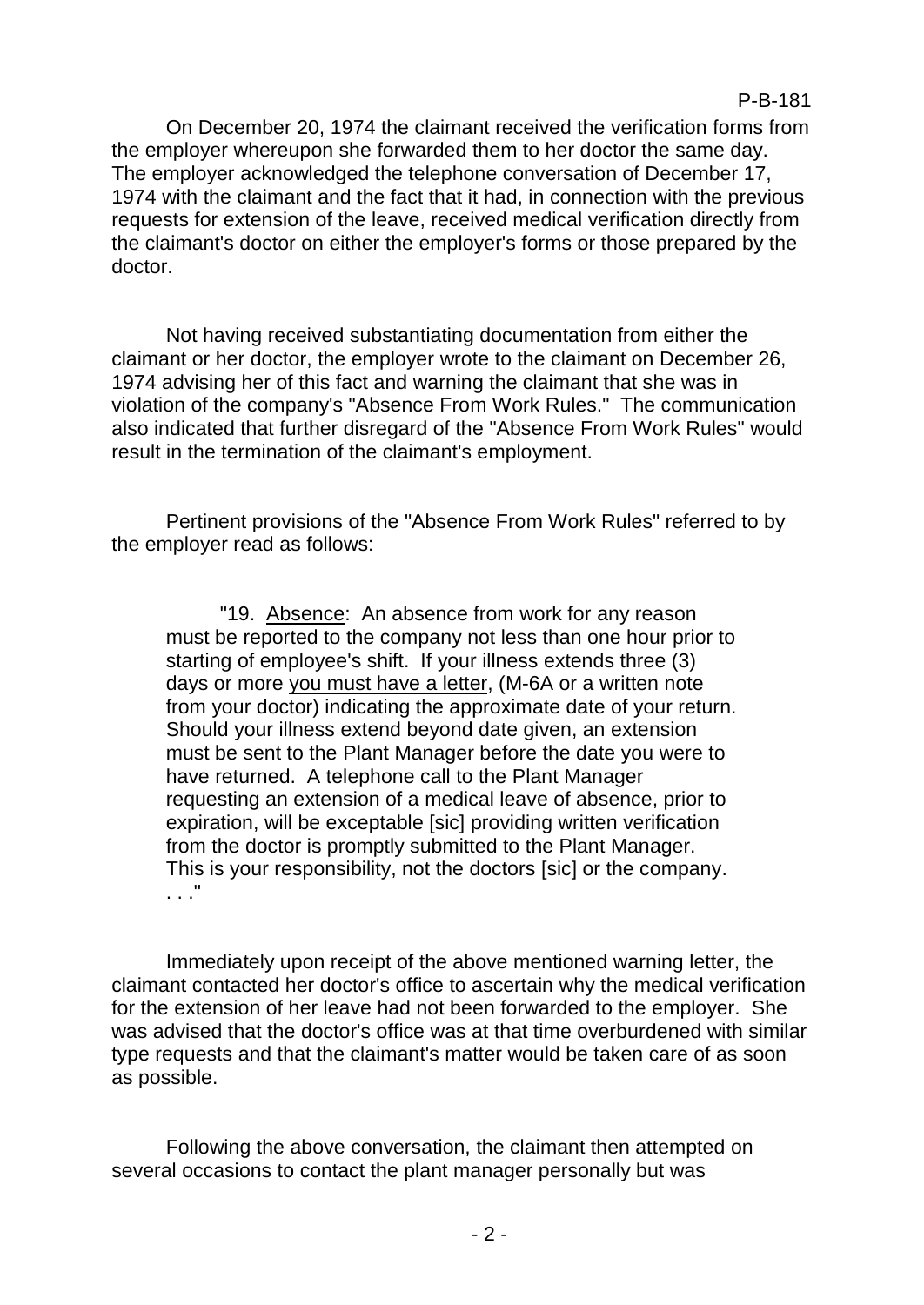On December 20, 1974 the claimant received the verification forms from the employer whereupon she forwarded them to her doctor the same day. The employer acknowledged the telephone conversation of December 17, 1974 with the claimant and the fact that it had, in connection with the previous requests for extension of the leave, received medical verification directly from the claimant's doctor on either the employer's forms or those prepared by the doctor.

Not having received substantiating documentation from either the claimant or her doctor, the employer wrote to the claimant on December 26, 1974 advising her of this fact and warning the claimant that she was in violation of the company's "Absence From Work Rules." The communication also indicated that further disregard of the "Absence From Work Rules" would result in the termination of the claimant's employment.

Pertinent provisions of the "Absence From Work Rules" referred to by the employer read as follows:

> "19. Absence: An absence from work for any reason must be reported to the company not less than one hour prior to starting of employee's shift. If your illness extends three (3) days or more you must have a letter, (M-6A or a written note from your doctor) indicating the approximate date of your return. Should your illness extend beyond date given, an extension must be sent to the Plant Manager before the date you were to have returned. A telephone call to the Plant Manager requesting an extension of a medical leave of absence, prior to expiration, will be exceptable [sic] providing written verification from the doctor is promptly submitted to the Plant Manager. This is your responsibility, not the doctors [sic] or the company. . . ."

Immediately upon receipt of the above mentioned warning letter, the claimant contacted her doctor's office to ascertain why the medical verification for the extension of her leave had not been forwarded to the employer. She was advised that the doctor's office was at that time overburdened with similar type requests and that the claimant's matter would be taken care of as soon as possible.

Following the above conversation, the claimant then attempted on several occasions to contact the plant manager personally but was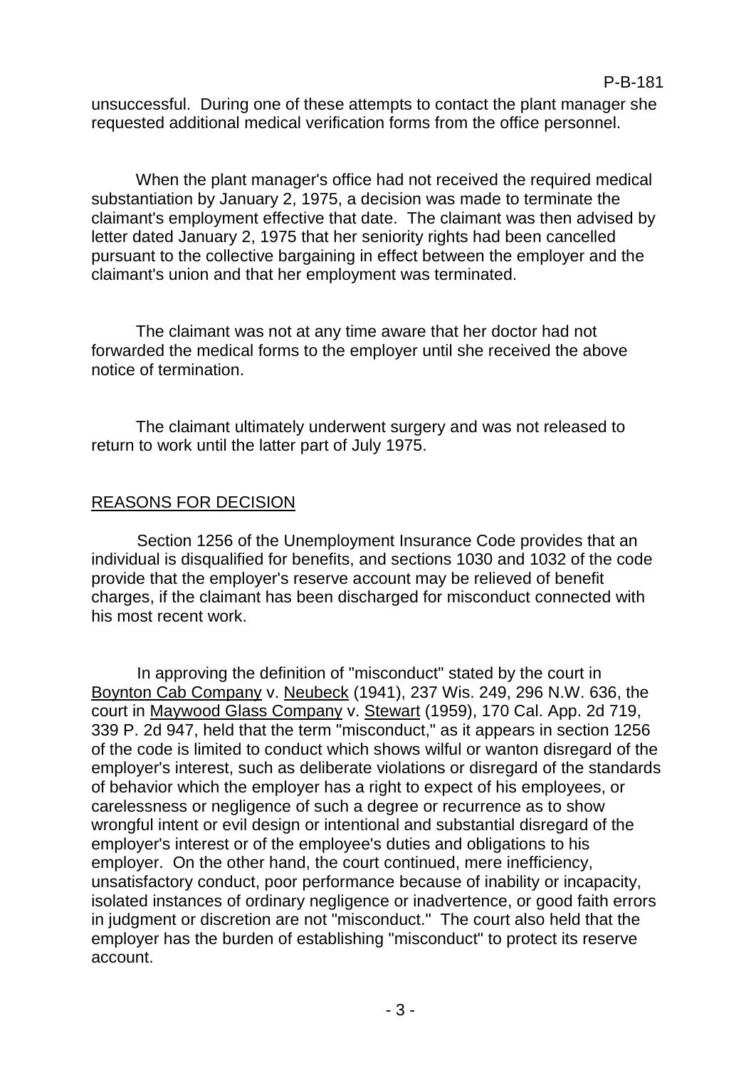unsuccessful. During one of these attempts to contact the plant manager she requested additional medical verification forms from the office personnel.

When the plant manager's office had not received the required medical substantiation by January 2, 1975, a decision was made to terminate the claimant's employment effective that date. The claimant was then advised by letter dated January 2, 1975 that her seniority rights had been cancelled pursuant to the collective bargaining in effect between the employer and the claimant's union and that her employment was terminated.

The claimant was not at any time aware that her doctor had not forwarded the medical forms to the employer until she received the above notice of termination.

The claimant ultimately underwent surgery and was not released to return to work until the latter part of July 1975.

## REASONS FOR DECISION

Section 1256 of the Unemployment Insurance Code provides that an individual is disqualified for benefits, and sections 1030 and 1032 of the code provide that the employer's reserve account may be relieved of benefit charges, if the claimant has been discharged for misconduct connected with his most recent work.

In approving the definition of "misconduct" stated by the court in Boynton Cab Company v. Neubeck (1941), 237 Wis. 249, 296 N.W. 636, the court in Maywood Glass Company v. Stewart (1959), 170 Cal. App. 2d 719, 339 P. 2d 947, held that the term "misconduct," as it appears in section 1256 of the code is limited to conduct which shows wilful or wanton disregard of the employer's interest, such as deliberate violations or disregard of the standards of behavior which the employer has a right to expect of his employees, or carelessness or negligence of such a degree or recurrence as to show wrongful intent or evil design or intentional and substantial disregard of the employer's interest or of the employee's duties and obligations to his employer. On the other hand, the court continued, mere inefficiency, unsatisfactory conduct, poor performance because of inability or incapacity, isolated instances of ordinary negligence or inadvertence, or good faith errors in judgment or discretion are not "misconduct." The court also held that the employer has the burden of establishing "misconduct" to protect its reserve account.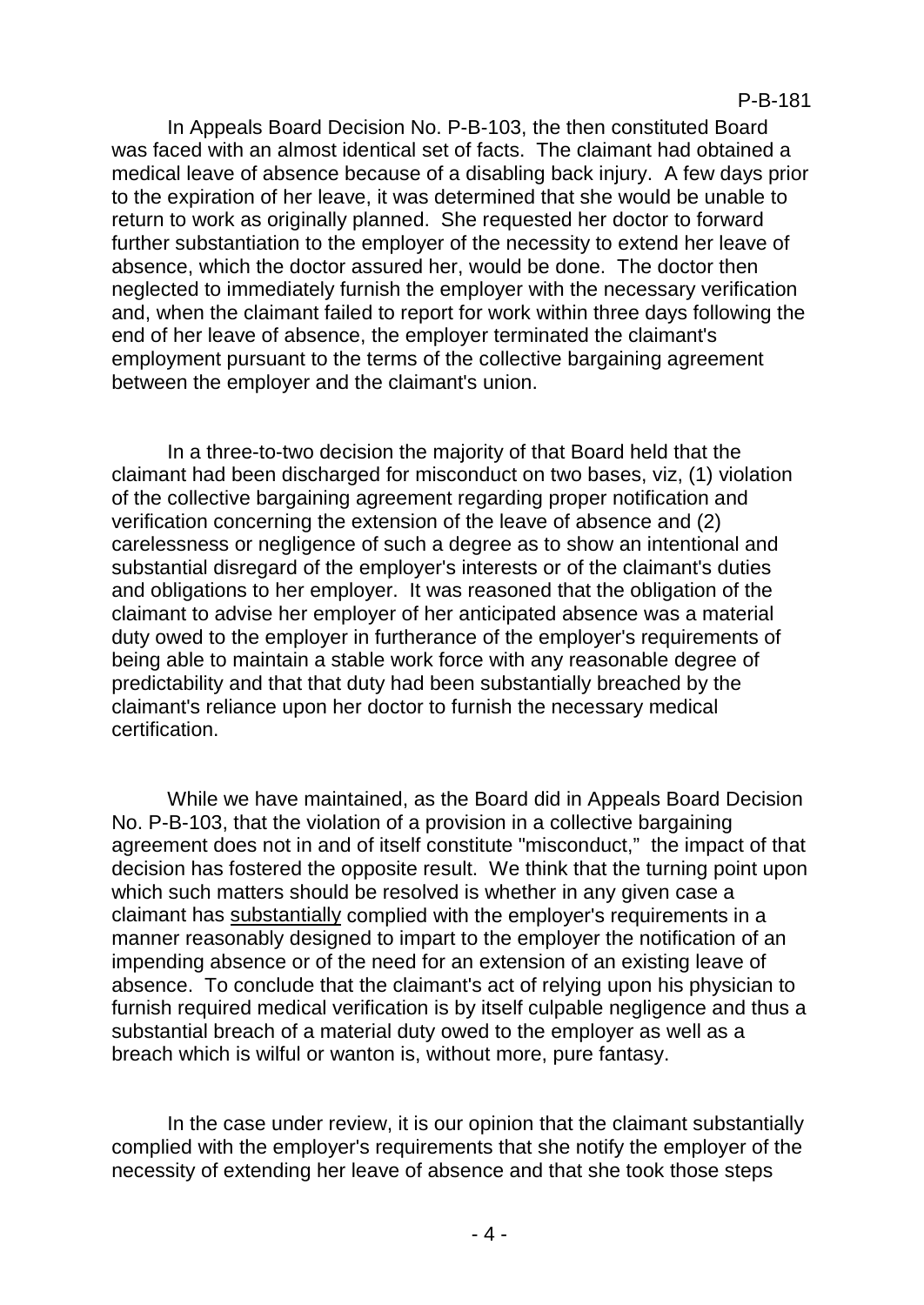In Appeals Board Decision No. P-B-103, the then constituted Board was faced with an almost identical set of facts. The claimant had obtained a medical leave of absence because of a disabling back injury. A few days prior to the expiration of her leave, it was determined that she would be unable to return to work as originally planned. She requested her doctor to forward further substantiation to the employer of the necessity to extend her leave of absence, which the doctor assured her, would be done. The doctor then neglected to immediately furnish the employer with the necessary verification and, when the claimant failed to report for work within three days following the end of her leave of absence, the employer terminated the claimant's employment pursuant to the terms of the collective bargaining agreement between the employer and the claimant's union.

In a three-to-two decision the majority of that Board held that the claimant had been discharged for misconduct on two bases, viz, (1) violation of the collective bargaining agreement regarding proper notification and verification concerning the extension of the leave of absence and (2) carelessness or negligence of such a degree as to show an intentional and substantial disregard of the employer's interests or of the claimant's duties and obligations to her employer. It was reasoned that the obligation of the claimant to advise her employer of her anticipated absence was a material duty owed to the employer in furtherance of the employer's requirements of being able to maintain a stable work force with any reasonable degree of predictability and that that duty had been substantially breached by the claimant's reliance upon her doctor to furnish the necessary medical certification.

While we have maintained, as the Board did in Appeals Board Decision No. P-B-103, that the violation of a provision in a collective bargaining agreement does not in and of itself constitute "misconduct," the impact of that decision has fostered the opposite result. We think that the turning point upon which such matters should be resolved is whether in any given case a claimant has <u>substantially</u> complied with the employer's requirements in a manner reasonably designed to impart to the employer the notification of an impending absence or of the need for an extension of an existing leave of absence. To conclude that the claimant's act of relying upon his physician to furnish required medical verification is by itself culpable negligence and thus a substantial breach of a material duty owed to the employer as well as a breach which is wilful or wanton is, without more, pure fantasy.

In the case under review, it is our opinion that the claimant substantially complied with the employer's requirements that she notify the employer of the necessity of extending her leave of absence and that she took those steps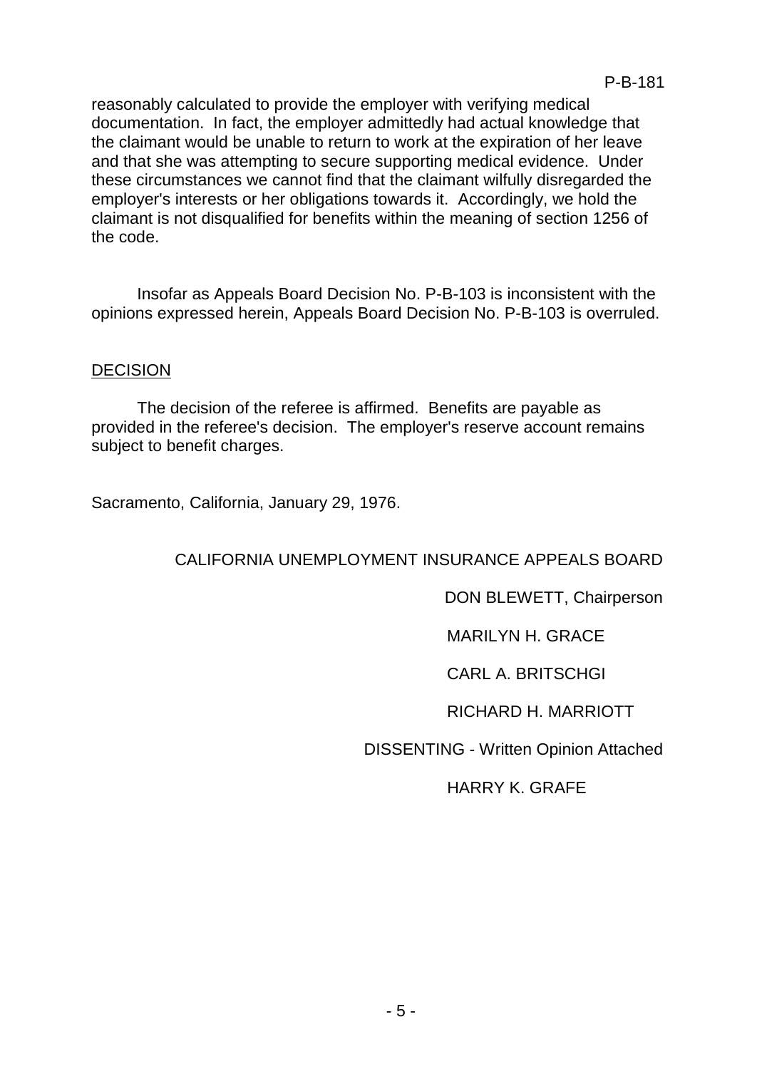reasonably calculated to provide the employer with verifying medical documentation. In fact, the employer admittedly had actual knowledge that the claimant would be unable to return to work at the expiration of her leave and that she was attempting to secure supporting medical evidence. Under these circumstances we cannot find that the claimant wilfully disregarded the employer's interests or her obligations towards it. Accordingly, we hold the claimant is not disqualified for benefits within the meaning of section 1256 of the code.

Insofar as Appeals Board Decision No. P-B-103 is inconsistent with the opinions expressed herein, Appeals Board Decision No. P-B-103 is overruled.

<u>DECISION</u>

The decision of the referee is affirmed. Benefits are payable as provided in the referee's decision. The employer's reserve account remains subject to benefit charges.

Sacramento, California, January 29, 1976.

CALIFORNIA UNEMPLOYMENT INSURANCE APPEALS BOARD

DON BLEWETT, Chairperson

MARILYN H. GRACE

CARL A. BRITSCHGI

RICHARD H. MARRIOTT

DISSENTING - Written Opinion Attached

HARRY K. GRAFE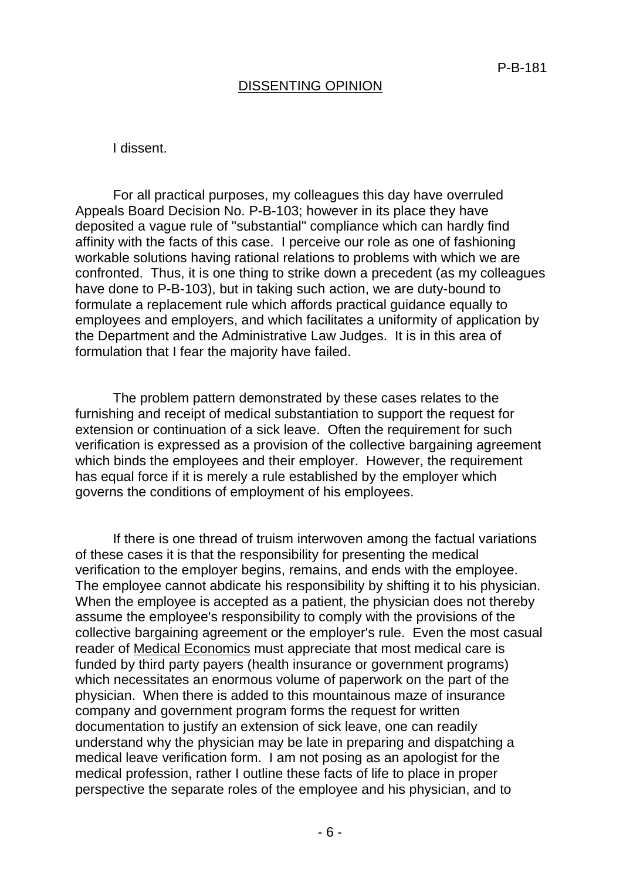## DISSENTING OPINION

I dissent.

For all practical purposes, my colleagues this day have overruled Appeals Board Decision No. P-B-103; however in its place they have deposited a vague rule of "substantial" compliance which can hardly find affinity with the facts of this case. I perceive our role as one of fashioning workable solutions having rational relations to problems with which we are confronted. Thus, it is one thing to strike down a precedent (as my colleagues have done to P-B-103), but in taking such action, we are duty-bound to formulate a replacement rule which affords practical guidance equally to employees and employers, and which facilitates a uniformity of application by the Department and the Administrative Law Judges. It is in this area of formulation that I fear the majority have failed.

The problem pattern demonstrated by these cases relates to the furnishing and receipt of medical substantiation to support the request for extension or continuation of a sick leave. Often the requirement for such verification is expressed as a provision of the collective bargaining agreement which binds the employees and their employer. However, the requirement has equal force if it is merely a rule established by the employer which governs the conditions of employment of his employees.

If there is one thread of truism interwoven among the factual variations of these cases it is that the responsibility for presenting the medical verification to the employer begins, remains, and ends with the employee. The employee cannot abdicate his responsibility by shifting it to his physician. When the employee is accepted as a patient, the physician does not thereby assume the employee's responsibility to comply with the provisions of the collective bargaining agreement or the employer's rule. Even the most casual reader of Medical Economics must appreciate that most medical care is funded by third party payers (health insurance or government programs) which necessitates an enormous volume of paperwork on the part of the physician. When there is added to this mountainous maze of insurance company and government program forms the request for written documentation to justify an extension of sick leave, one can readily understand why the physician may be late in preparing and dispatching a medical leave verification form. I am not posing as an apologist for the medical profession, rather I outline these facts of life to place in proper perspective the separate roles of the employee and his physician, and to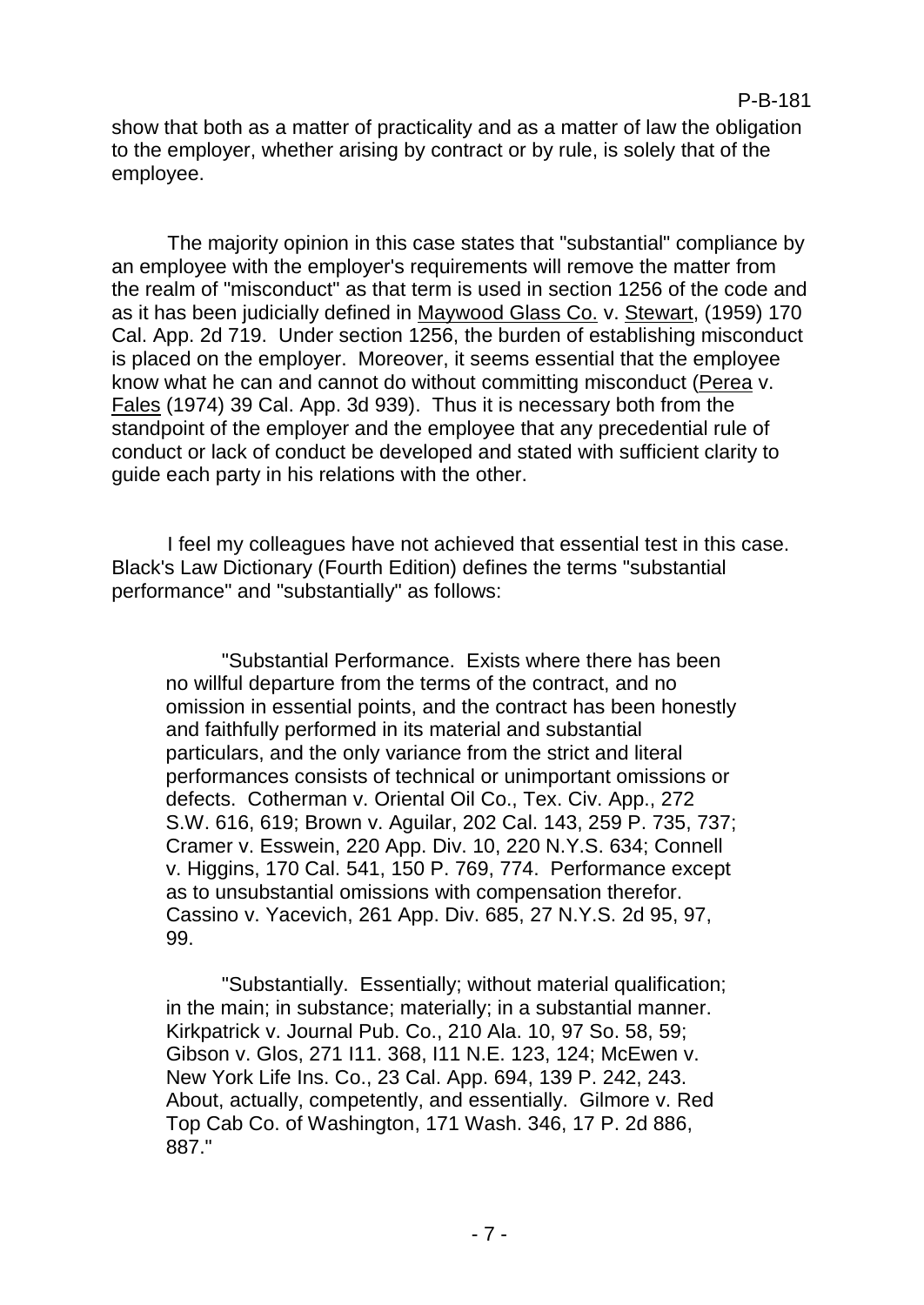show that both as a matter of practicality and as a matter of law the obligation to the employer, whether arising by contract or by rule, is solely that of the employee.

The majority opinion in this case states that "substantial" compliance by an employee with the employer's requirements will remove the matter from the realm of "misconduct" as that term is used in section 1256 of the code and as it has been judicially defined in Maywood Glass Co. v. Stewart, (1959) 170 Cal. App. 2d 719. Under section 1256, the burden of establishing misconduct is placed on the employer. Moreover, it seems essential that the employee know what he can and cannot do without committing misconduct (Perea v. Fales (1974) 39 Cal. App. 3d 939). Thus it is necessary both from the standpoint of the employer and the employee that any precedential rule of conduct or lack of conduct be developed and stated with sufficient clarity to guide each party in his relations with the other.

I feel my colleagues have not achieved that essential test in this case. Black's Law Dictionary (Fourth Edition) defines the terms "substantial performance" and "substantially" as follows:

> "Substantial Performance. Exists where there has been no willful departure from the terms of the contract, and no omission in essential points, and the contract has been honestly and faithfully performed in its material and substantial particulars, and the only variance from the strict and literal performances consists of technical or unimportant omissions or defects. Cotherman v. Oriental Oil Co., Tex. Civ. App., 272 S.W. 616, 619; Brown v. Aguilar, 202 Cal. 143, 259 P. 735, 737; Cramer v. Esswein, 220 App. Div. 10, 220 N.Y.S. 634; Connell v. Higgins, 170 Cal. 541, 150 P. 769, 774. Performance except as to unsubstantial omissions with compensation therefor. Cassino v. Yacevich, 261 App. Div. 685, 27 N.Y.S. 2d 95, 97, 99.
>
> "Substantially. Essentially; without material qualification; in the main; in substance; materially; in a substantial manner. Kirkpatrick v. Journal Pub. Co., 210 Ala. 10, 97 So. 58, 59; Gibson v. Glos, 271 Ill. 368, Ill N.E. 123, 124; McEwen v. New York Life Ins. Co., 23 Cal. App. 694, 139 P. 242, 243. About, actually, competently, and essentially. Gilmore v. Red Top Cab Co. of Washington, 171 Wash. 346, 17 P. 2d 886, 887."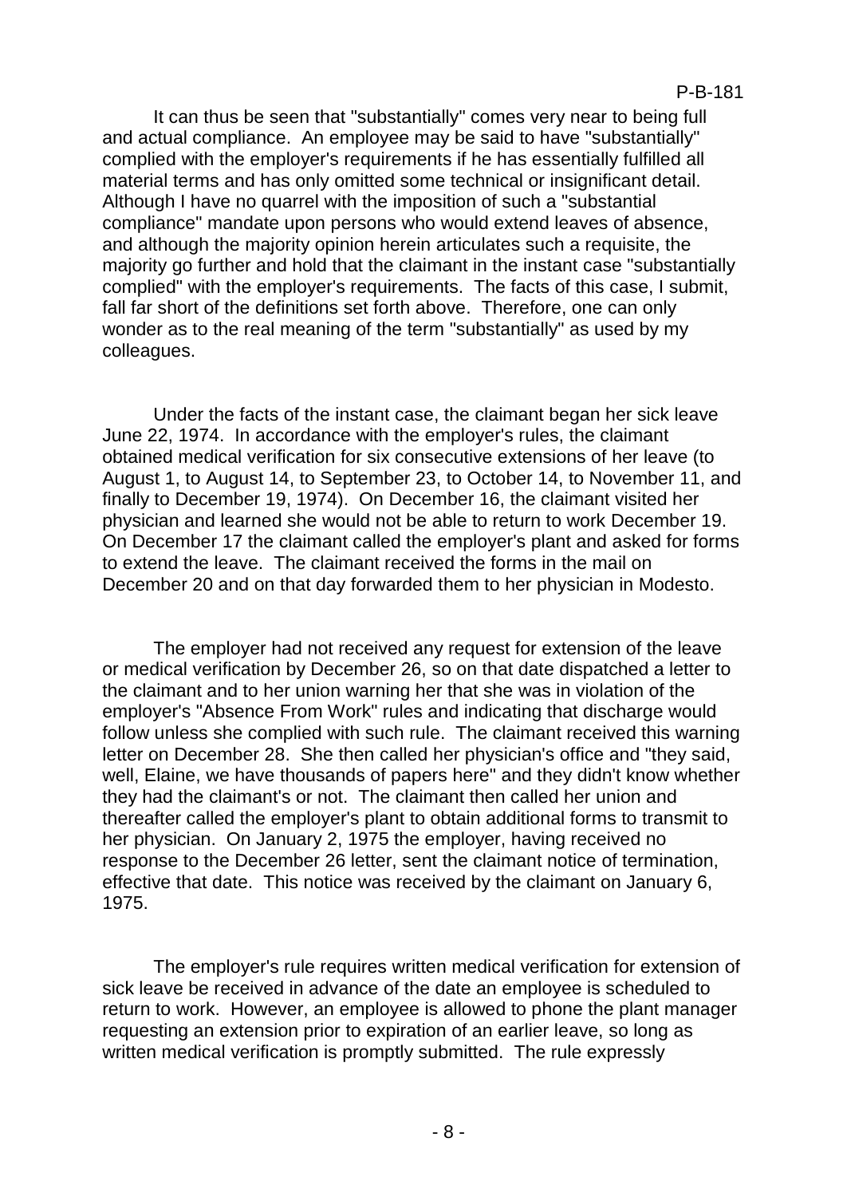It can thus be seen that "substantially" comes very near to being full and actual compliance. An employee may be said to have "substantially" complied with the employer's requirements if he has essentially fulfilled all material terms and has only omitted some technical or insignificant detail. Although I have no quarrel with the imposition of such a "substantial compliance" mandate upon persons who would extend leaves of absence, and although the majority opinion herein articulates such a requisite, the majority go further and hold that the claimant in the instant case "substantially complied" with the employer's requirements. The facts of this case, I submit, fall far short of the definitions set forth above. Therefore, one can only wonder as to the real meaning of the term "substantially" as used by my colleagues.

Under the facts of the instant case, the claimant began her sick leave June 22, 1974. In accordance with the employer's rules, the claimant obtained medical verification for six consecutive extensions of her leave (to August 1, to August 14, to September 23, to October 14, to November 11, and finally to December 19, 1974). On December 16, the claimant visited her physician and learned she would not be able to return to work December 19. On December 17 the claimant called the employer's plant and asked for forms to extend the leave. The claimant received the forms in the mail on December 20 and on that day forwarded them to her physician in Modesto.

The employer had not received any request for extension of the leave or medical verification by December 26, so on that date dispatched a letter to the claimant and to her union warning her that she was in violation of the employer's "Absence From Work" rules and indicating that discharge would follow unless she complied with such rule. The claimant received this warning letter on December 28. She then called her physician's office and "they said, well, Elaine, we have thousands of papers here" and they didn't know whether they had the claimant's or not. The claimant then called her union and thereafter called the employer's plant to obtain additional forms to transmit to her physician. On January 2, 1975 the employer, having received no response to the December 26 letter, sent the claimant notice of termination, effective that date. This notice was received by the claimant on January 6, 1975.

The employer's rule requires written medical verification for extension of sick leave be received in advance of the date an employee is scheduled to return to work. However, an employee is allowed to phone the plant manager requesting an extension prior to expiration of an earlier leave, so long as written medical verification is promptly submitted. The rule expressly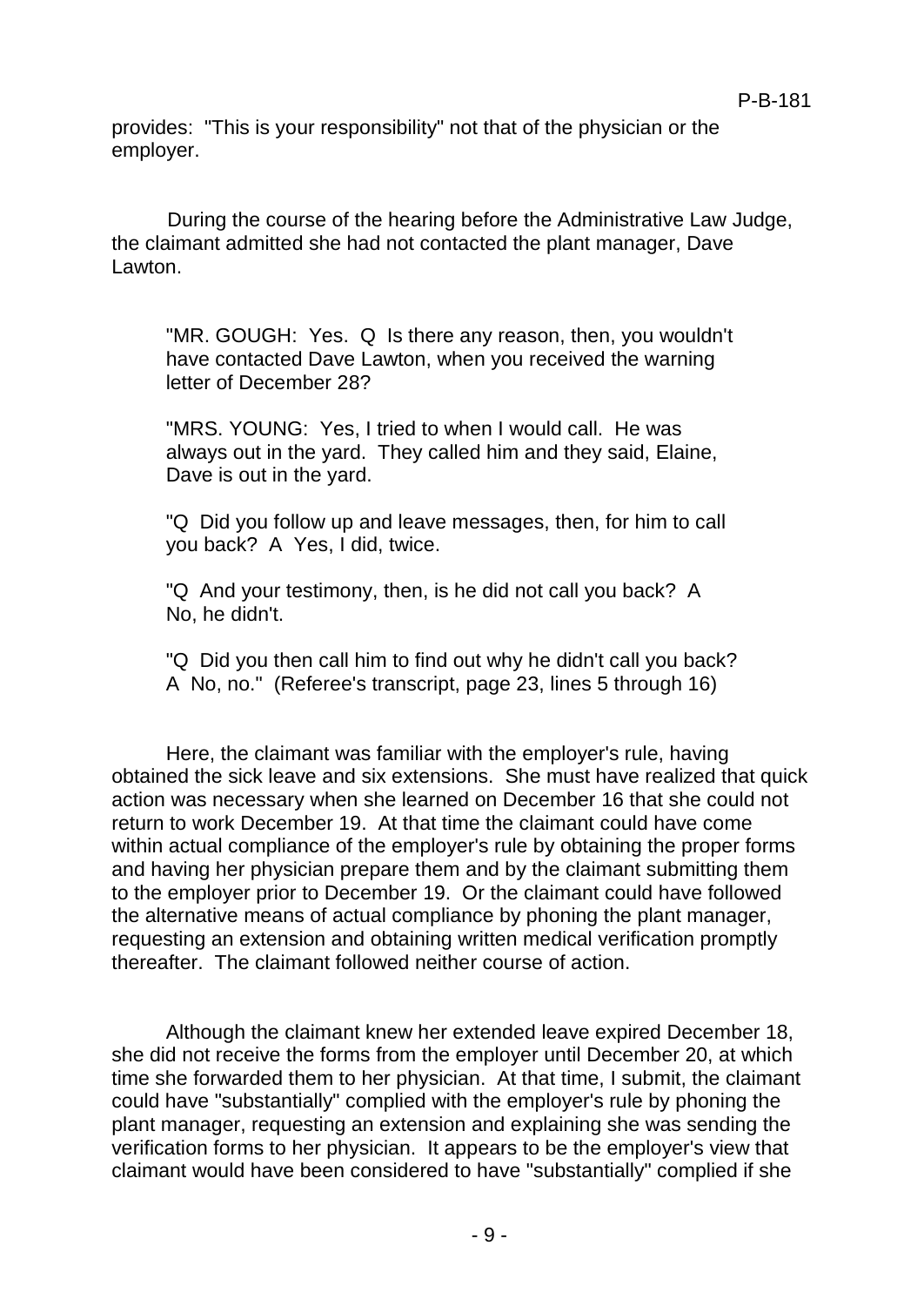provides: "This is your responsibility" not that of the physician or the employer.

During the course of the hearing before the Administrative Law Judge, the claimant admitted she had not contacted the plant manager, Dave Lawton.

> "MR. GOUGH: Yes. Q Is there any reason, then, you wouldn't have contacted Dave Lawton, when you received the warning letter of December 28?
>
> "MRS. YOUNG: Yes, I tried to when I would call. He was always out in the yard. They called him and they said, Elaine, Dave is out in the yard.
>
> "Q Did you follow up and leave messages, then, for him to call you back? A Yes, I did, twice.
>
> "Q And your testimony, then, is he did not call you back? A No, he didn't.
>
> "Q Did you then call him to find out why he didn't call you back? A No, no." (Referee's transcript, page 23, lines 5 through 16)

Here, the claimant was familiar with the employer's rule, having obtained the sick leave and six extensions. She must have realized that quick action was necessary when she learned on December 16 that she could not return to work December 19. At that time the claimant could have come within actual compliance of the employer's rule by obtaining the proper forms and having her physician prepare them and by the claimant submitting them to the employer prior to December 19. Or the claimant could have followed the alternative means of actual compliance by phoning the plant manager, requesting an extension and obtaining written medical verification promptly thereafter. The claimant followed neither course of action.

Although the claimant knew her extended leave expired December 18, she did not receive the forms from the employer until December 20, at which time she forwarded them to her physician. At that time, I submit, the claimant could have "substantially" complied with the employer's rule by phoning the plant manager, requesting an extension and explaining she was sending the verification forms to her physician. It appears to be the employer's view that claimant would have been considered to have "substantially" complied if she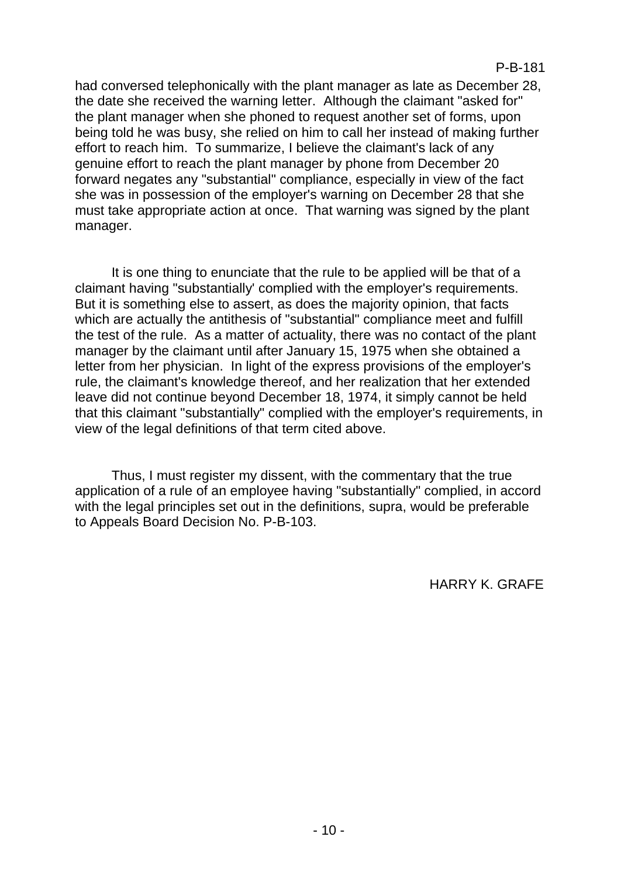had conversed telephonically with the plant manager as late as December 28, the date she received the warning letter. Although the claimant "asked for" the plant manager when she phoned to request another set of forms, upon being told he was busy, she relied on him to call her instead of making further effort to reach him. To summarize, I believe the claimant's lack of any genuine effort to reach the plant manager by phone from December 20 forward negates any "substantial" compliance, especially in view of the fact she was in possession of the employer's warning on December 28 that she must take appropriate action at once. That warning was signed by the plant manager.

It is one thing to enunciate that the rule to be applied will be that of a claimant having "substantially' complied with the employer's requirements. But it is something else to assert, as does the majority opinion, that facts which are actually the antithesis of "substantial" compliance meet and fulfill the test of the rule. As a matter of actuality, there was no contact of the plant manager by the claimant until after January 15, 1975 when she obtained a letter from her physician. In light of the express provisions of the employer's rule, the claimant's knowledge thereof, and her realization that her extended leave did not continue beyond December 18, 1974, it simply cannot be held that this claimant "substantially" complied with the employer's requirements, in view of the legal definitions of that term cited above.

Thus, I must register my dissent, with the commentary that the true application of a rule of an employee having "substantially" complied, in accord with the legal principles set out in the definitions, supra, would be preferable to Appeals Board Decision No. P-B-103.

HARRY K. GRAFE